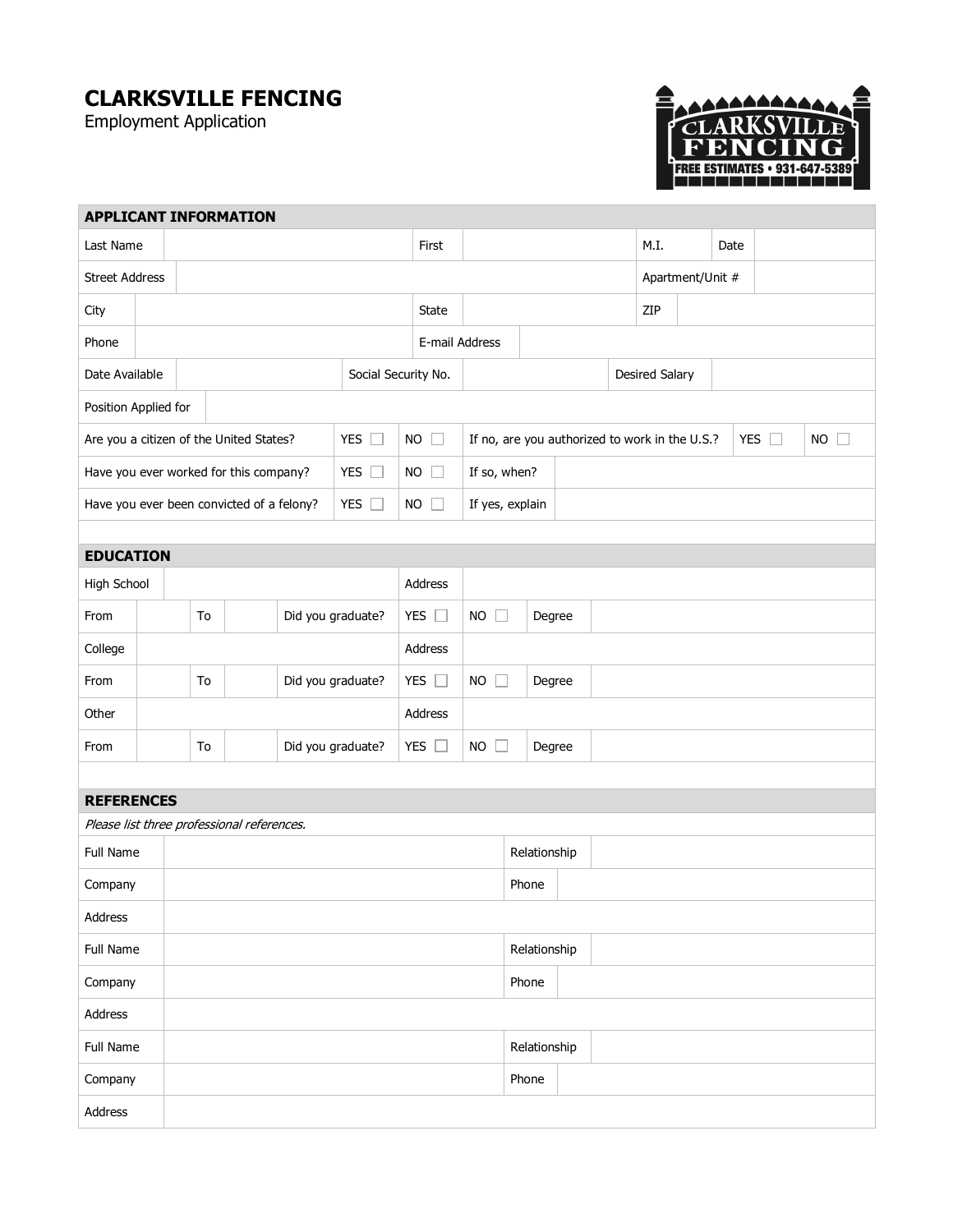# CLARKSVILLE FENCING

Employment Application

CLARKSVILLE FENCING
FREE ESTIMATES • 931-647-5389

## APPLICANT INFORMATION

| | | | | | | | |
|---|---|---|---|---|---|---|---|
| Last Name | | First | | M.I. | | Date | |
| Street Address | | | | Apartment/Unit # | | | |
| City | | State | | ZIP | | | |
| Phone | | E-mail Address | | | | | |
| Date Available | | Social Security No. | | Desired Salary | | | |
| Position Applied for | | | | | | | |

| | | | | | |
|---|---|---|---|---|---|
| Are you a citizen of the United States? | YES ☐ | NO ☐ | If no, are you authorized to work in the U.S.? | YES ☐ | NO ☐ |
| Have you ever worked for this company? | YES ☐ | NO ☐ | If so, when? | | |
| Have you ever been convicted of a felony? | YES ☐ | NO ☐ | If yes, explain | | |

## EDUCATION

| | | | | | | | | |
|---|---|---|---|---|---|---|---|---|
| High School | | | | Address | | | | |
| From | | To | | Did you graduate? | YES ☐ | NO ☐ | Degree | |
| College | | | | Address | | | | |
| From | | To | | Did you graduate? | YES ☐ | NO ☐ | Degree | |
| Other | | | | Address | | | | |
| From | | To | | Did you graduate? | YES ☐ | NO ☐ | Degree | |

## REFERENCES

*Please list three professional references.*

| | | | |
|---|---|---|---|
| Full Name | | Relationship | |
| Company | | Phone | |
| Address | | | |
| Full Name | | Relationship | |
| Company | | Phone | |
| Address | | | |
| Full Name | | Relationship | |
| Company | | Phone | |
| Address | | | |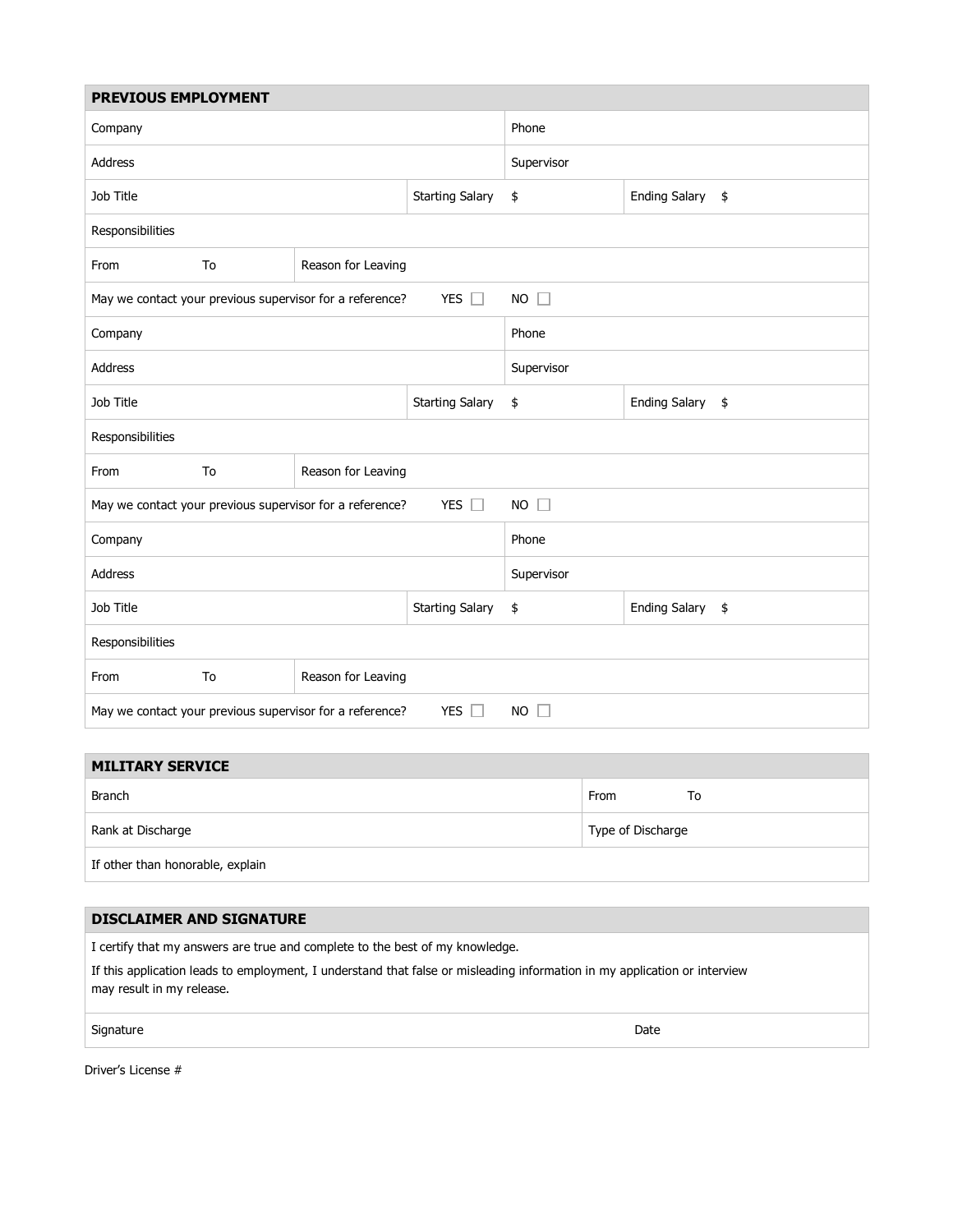## PREVIOUS EMPLOYMENT

| | | | |
|---|---|---|---|
| Company | | Phone | |
| Address | | Supervisor | |
| Job Title | Starting Salary | $ | Ending Salary $ |
| Responsibilities | | | |
| From To | Reason for Leaving | | |
| May we contact your previous supervisor for a reference? | YES ☐ | NO ☐ | |
| Company | | Phone | |
| Address | | Supervisor | |
| Job Title | Starting Salary | $ | Ending Salary $ |
| Responsibilities | | | |
| From To | Reason for Leaving | | |
| May we contact your previous supervisor for a reference? | YES ☐ | NO ☐ | |
| Company | | Phone | |
| Address | | Supervisor | |
| Job Title | Starting Salary | $ | Ending Salary $ |
| Responsibilities | | | |
| From To | Reason for Leaving | | |
| May we contact your previous supervisor for a reference? | YES ☐ | NO ☐ | |

## MILITARY SERVICE

| | |
|---|---|
| Branch | From To |
| Rank at Discharge | Type of Discharge |
| If other than honorable, explain | |

## DISCLAIMER AND SIGNATURE

I certify that my answers are true and complete to the best of my knowledge.

If this application leads to employment, I understand that false or misleading information in my application or interview may result in my release.

| | |
|---|---|
| Signature | Date |

Driver's License #